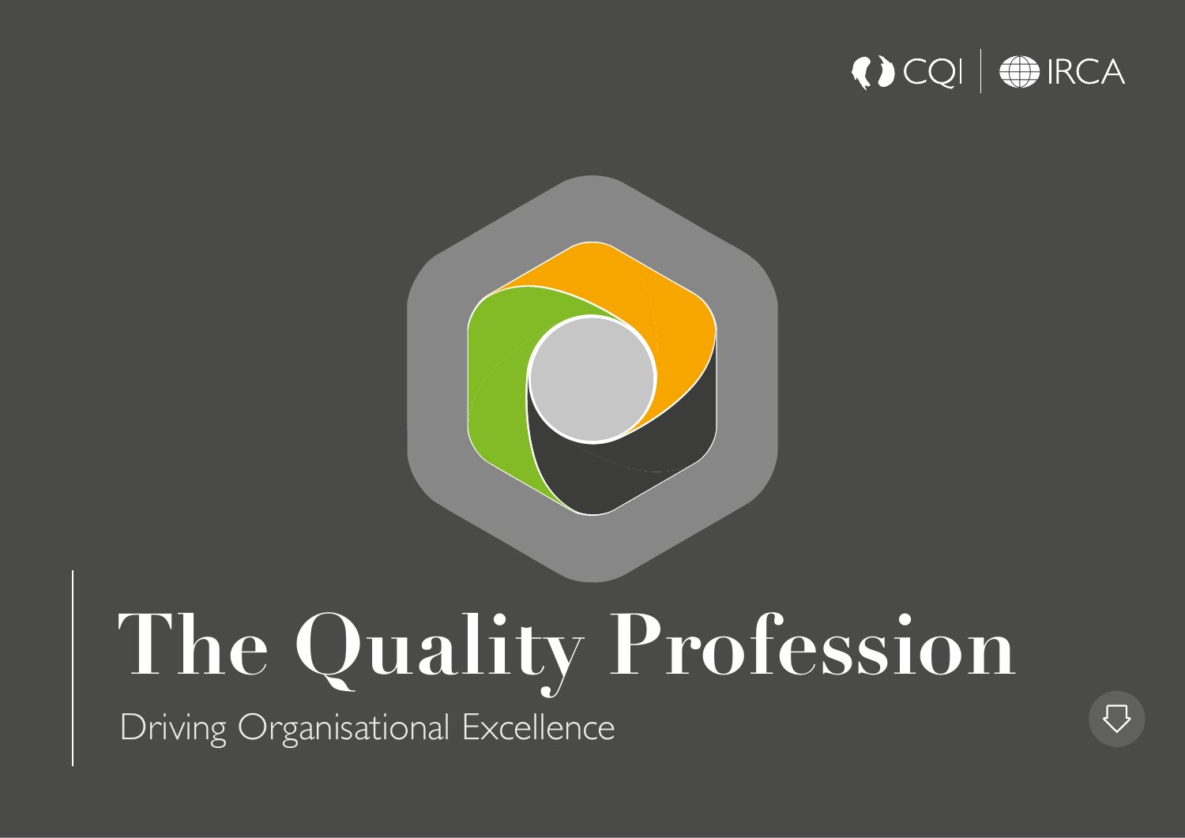CQI | IRCA

# The Quality Profession

Driving Organisational Excellence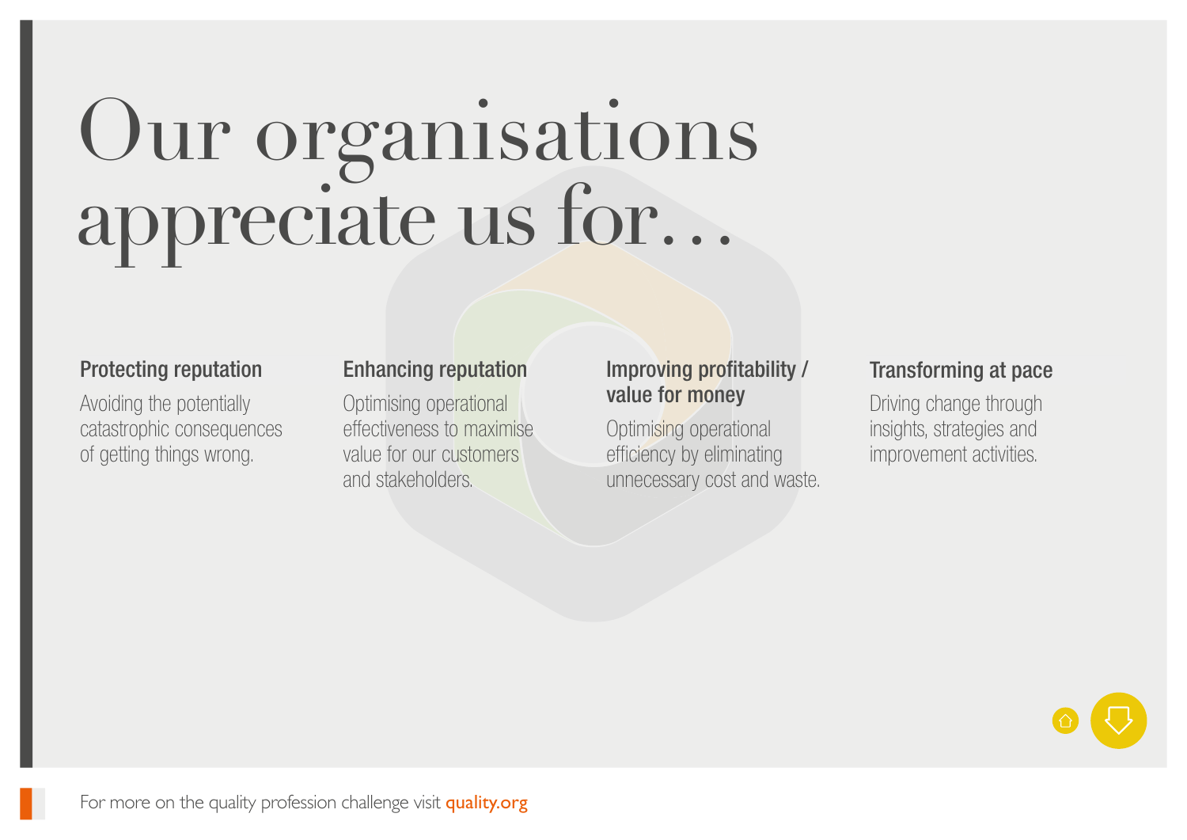# Our organisations appreciate us for…

### Protecting reputation

Avoiding the potentially catastrophic consequences of getting things wrong.

### Enhancing reputation

Optimising operational effectiveness to maximise value for our customers and stakeholders.

### Improving profitability / value for money

Optimising operational efficiency by eliminating unnecessary cost and waste.

### Transforming at pace

Driving change through insights, strategies and improvement activities.

For more on the quality profession challenge visit **quality.org**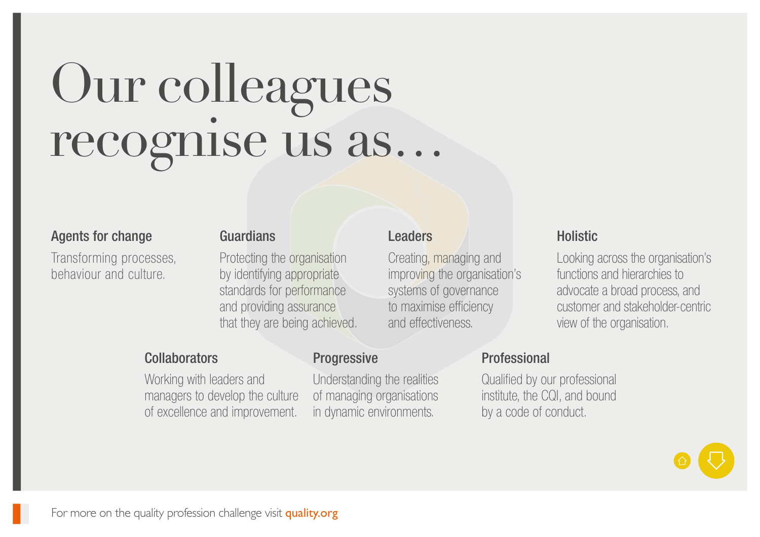# Our colleagues recognise us as…

### Agents for change

Transforming processes, behaviour and culture.

### Guardians

Protecting the organisation by identifying appropriate standards for performance and providing assurance that they are being achieved.

### Leaders

Creating, managing and improving the organisation's systems of governance to maximise efficiency and effectiveness.

### Holistic

Looking across the organisation's functions and hierarchies to advocate a broad process, and customer and stakeholder-centric view of the organisation.

### Collaborators

Working with leaders and managers to develop the culture of excellence and improvement.

### Progressive

Understanding the realities of managing organisations in dynamic environments.

### Professional

Qualified by our professional institute, the CQI, and bound by a code of conduct.

For more on the quality profession challenge visit **quality.org**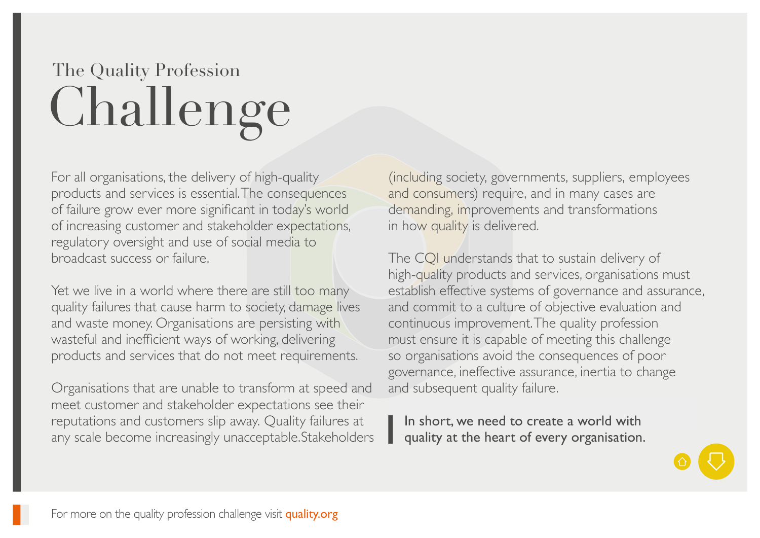The Quality Profession

# Challenge

For all organisations, the delivery of high-quality products and services is essential. The consequences of failure grow ever more significant in today's world of increasing customer and stakeholder expectations, regulatory oversight and use of social media to broadcast success or failure.

Yet we live in a world where there are still too many quality failures that cause harm to society, damage lives and waste money. Organisations are persisting with wasteful and inefficient ways of working, delivering products and services that do not meet requirements.

Organisations that are unable to transform at speed and meet customer and stakeholder expectations see their reputations and customers slip away. Quality failures at any scale become increasingly unacceptable. Stakeholders (including society, governments, suppliers, employees and consumers) require, and in many cases are demanding, improvements and transformations in how quality is delivered.

The CQI understands that to sustain delivery of high-quality products and services, organisations must establish effective systems of governance and assurance, and commit to a culture of objective evaluation and continuous improvement. The quality profession must ensure it is capable of meeting this challenge so organisations avoid the consequences of poor governance, ineffective assurance, inertia to change and subsequent quality failure.

> In short, we need to create a world with quality at the heart of every organisation.

For more on the quality profession challenge visit **quality.org**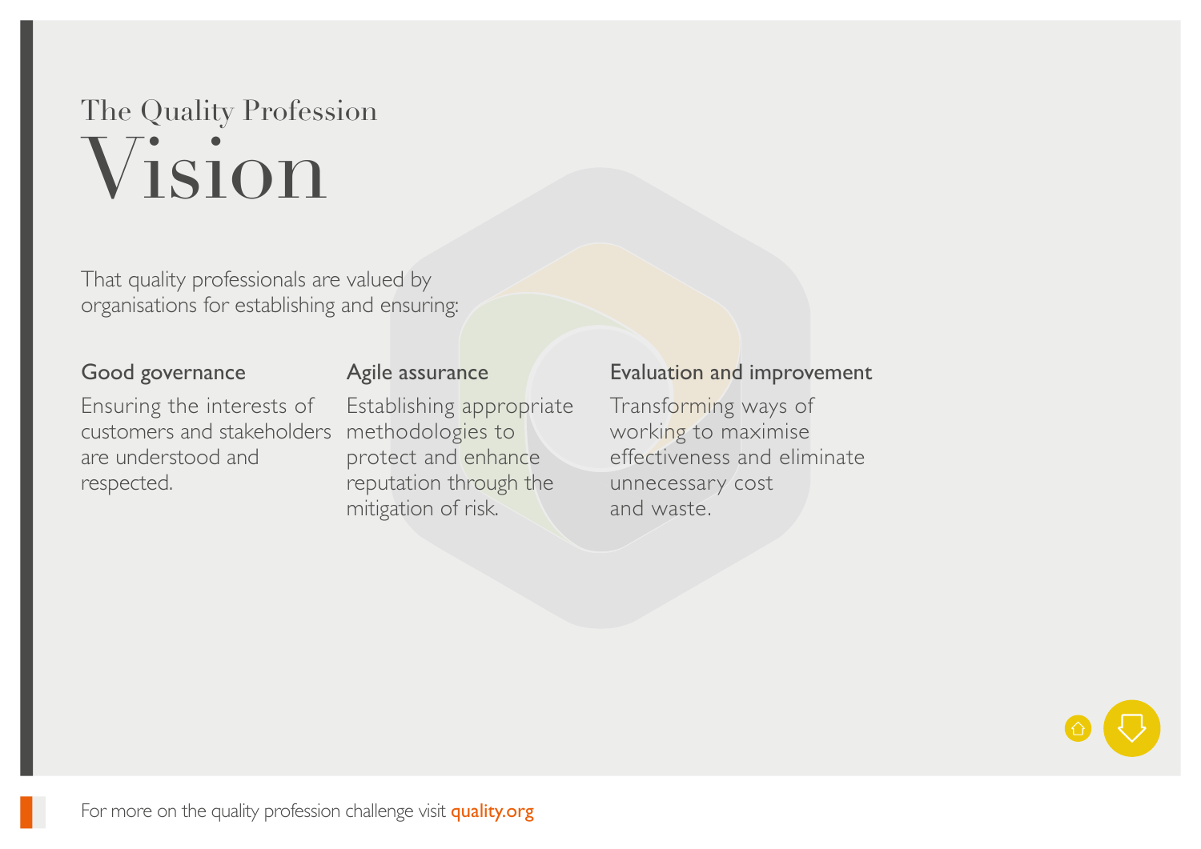The Quality Profession

# Vision

That quality professionals are valued by organisations for establishing and ensuring:

### Good governance

Ensuring the interests of customers and stakeholders are understood and respected.

### Agile assurance

Establishing appropriate methodologies to protect and enhance reputation through the mitigation of risk.

### Evaluation and improvement

Transforming ways of working to maximise effectiveness and eliminate unnecessary cost and waste.

For more on the quality profession challenge visit **quality.org**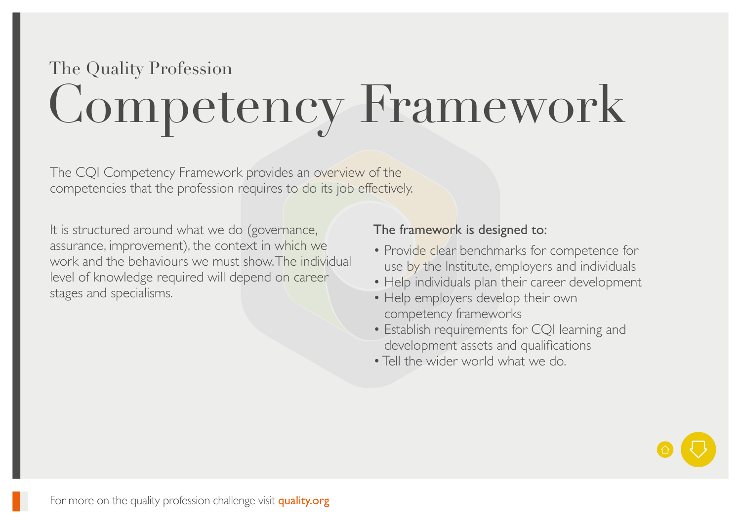The Quality Profession

# Competency Framework

The CQI Competency Framework provides an overview of the competencies that the profession requires to do its job effectively.

It is structured around what we do (governance, assurance, improvement), the context in which we work and the behaviours we must show. The individual level of knowledge required will depend on career stages and specialisms.

**The framework is designed to:**

- Provide clear benchmarks for competence for use by the Institute, employers and individuals
- Help individuals plan their career development
- Help employers develop their own competency frameworks
- Establish requirements for CQI learning and development assets and qualifications
- Tell the wider world what we do.

For more on the quality profession challenge visit **quality.org**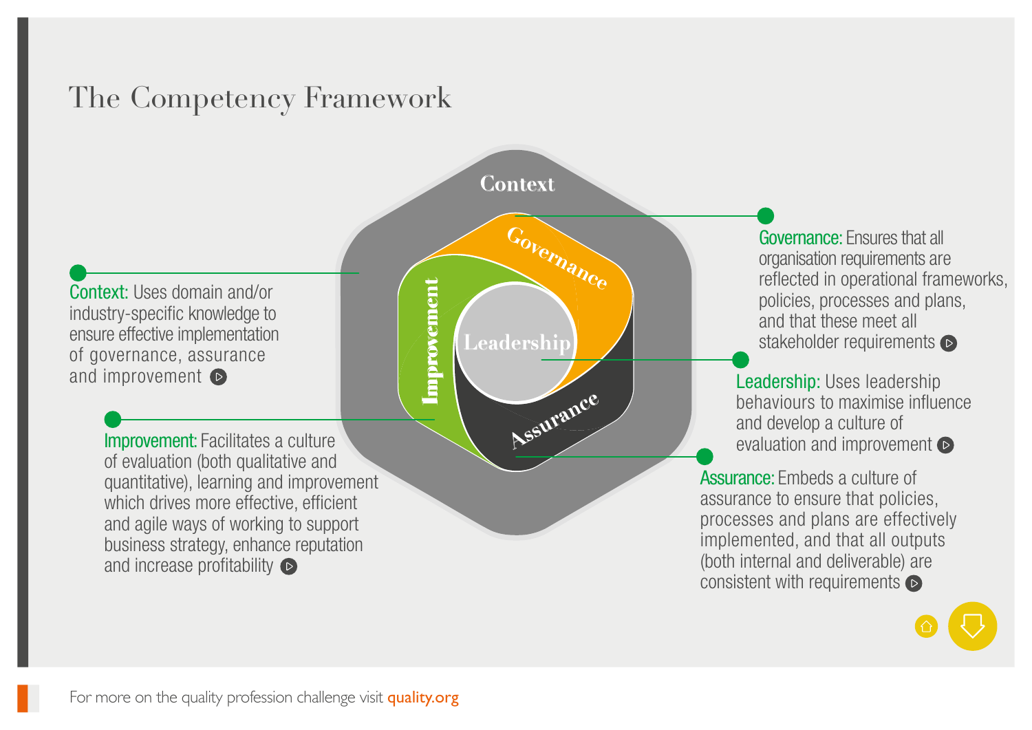# The Competency Framework

**Context:** Uses domain and/or industry-specific knowledge to ensure effective implementation of governance, assurance and improvement

**Improvement:** Facilitates a culture of evaluation (both qualitative and quantitative), learning and improvement which drives more effective, efficient and agile ways of working to support business strategy, enhance reputation and increase profitability

**Governance:** Ensures that all organisation requirements are reflected in operational frameworks, policies, processes and plans, and that these meet all stakeholder requirements

**Leadership:** Uses leadership behaviours to maximise influence and develop a culture of evaluation and improvement

**Assurance:** Embeds a culture of assurance to ensure that policies, processes and plans are effectively implemented, and that all outputs (both internal and deliverable) are consistent with requirements

For more on the quality profession challenge visit quality.org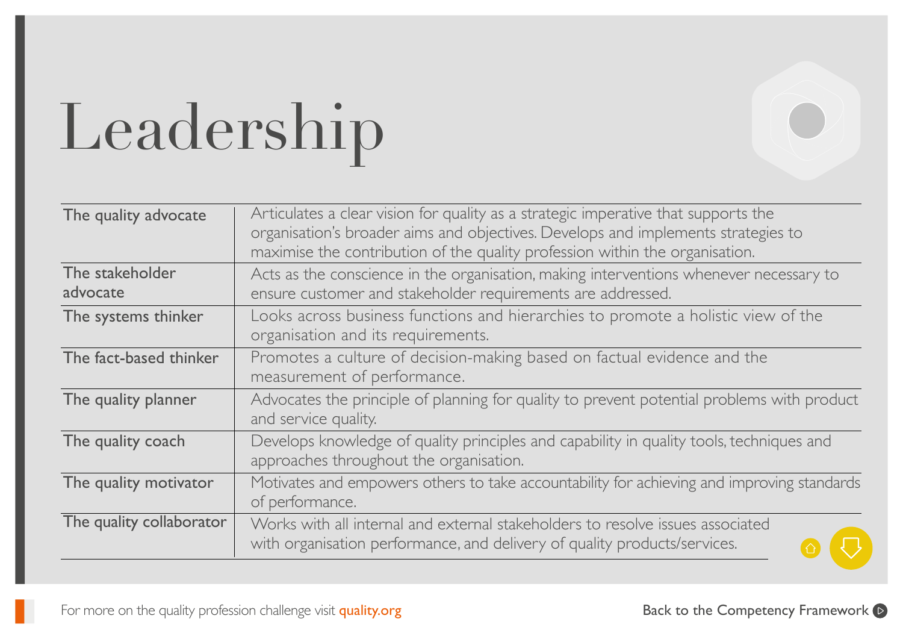# Leadership

| | |
|---|---|
| The quality advocate | Articulates a clear vision for quality as a strategic imperative that supports the organisation's broader aims and objectives. Develops and implements strategies to maximise the contribution of the quality profession within the organisation. |
| The stakeholder advocate | Acts as the conscience in the organisation, making interventions whenever necessary to ensure customer and stakeholder requirements are addressed. |
| The systems thinker | Looks across business functions and hierarchies to promote a holistic view of the organisation and its requirements. |
| The fact-based thinker | Promotes a culture of decision-making based on factual evidence and the measurement of performance. |
| The quality planner | Advocates the principle of planning for quality to prevent potential problems with product and service quality. |
| The quality coach | Develops knowledge of quality principles and capability in quality tools, techniques and approaches throughout the organisation. |
| The quality motivator | Motivates and empowers others to take accountability for achieving and improving standards of performance. |
| The quality collaborator | Works with all internal and external stakeholders to resolve issues associated with organisation performance, and delivery of quality products/services. |

For more on the quality profession challenge visit quality.org

Back to the Competency Framework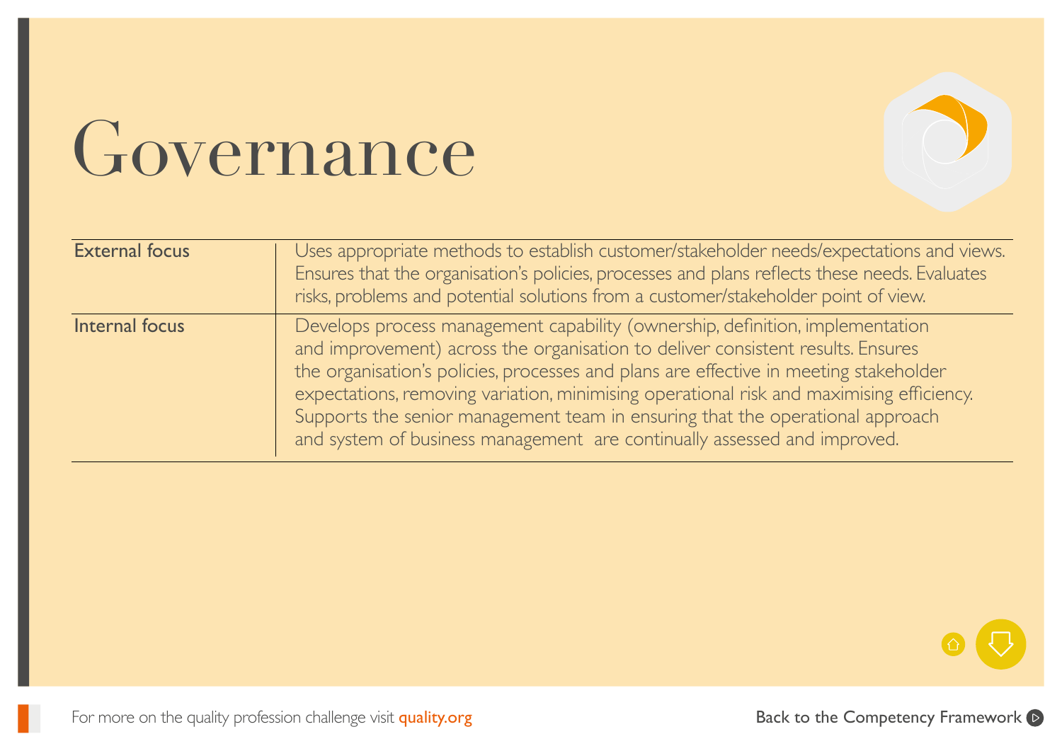# Governance

| | |
|---|---|
| External focus | Uses appropriate methods to establish customer/stakeholder needs/expectations and views. Ensures that the organisation's policies, processes and plans reflects these needs. Evaluates risks, problems and potential solutions from a customer/stakeholder point of view. |
| Internal focus | Develops process management capability (ownership, definition, implementation and improvement) across the organisation to deliver consistent results. Ensures the organisation's policies, processes and plans are effective in meeting stakeholder expectations, removing variation, minimising operational risk and maximising efficiency. Supports the senior management team in ensuring that the operational approach and system of business management are continually assessed and improved. |

For more on the quality profession challenge visit quality.org

Back to the Competency Framework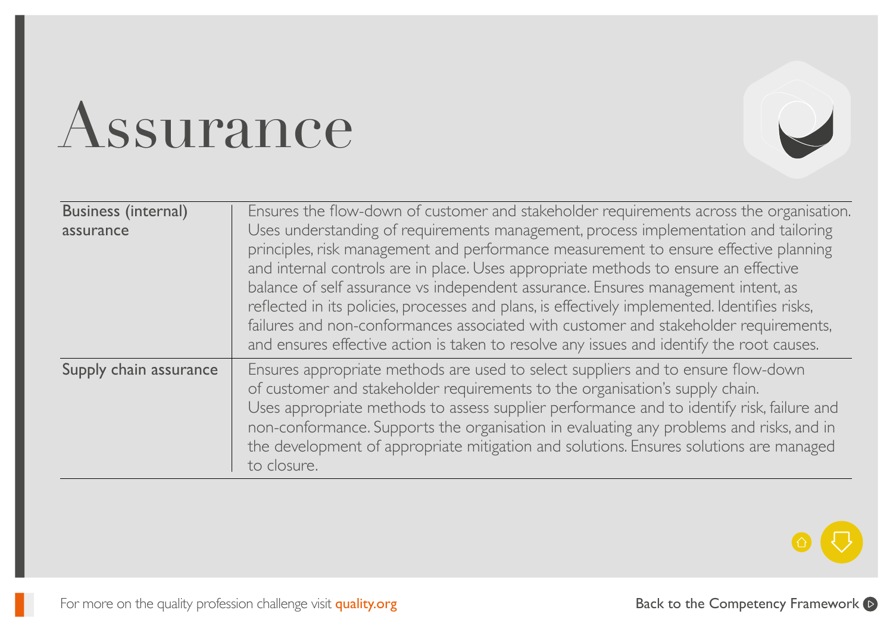# Assurance

| | |
|---|---|
| Business (internal) assurance | Ensures the flow-down of customer and stakeholder requirements across the organisation. Uses understanding of requirements management, process implementation and tailoring principles, risk management and performance measurement to ensure effective planning and internal controls are in place. Uses appropriate methods to ensure an effective balance of self assurance vs independent assurance. Ensures management intent, as reflected in its policies, processes and plans, is effectively implemented. Identifies risks, failures and non-conformances associated with customer and stakeholder requirements, and ensures effective action is taken to resolve any issues and identify the root causes. |
| Supply chain assurance | Ensures appropriate methods are used to select suppliers and to ensure flow-down of customer and stakeholder requirements to the organisation's supply chain. Uses appropriate methods to assess supplier performance and to identify risk, failure and non-conformance. Supports the organisation in evaluating any problems and risks, and in the development of appropriate mitigation and solutions. Ensures solutions are managed to closure. |

For more on the quality profession challenge visit quality.org

Back to the Competency Framework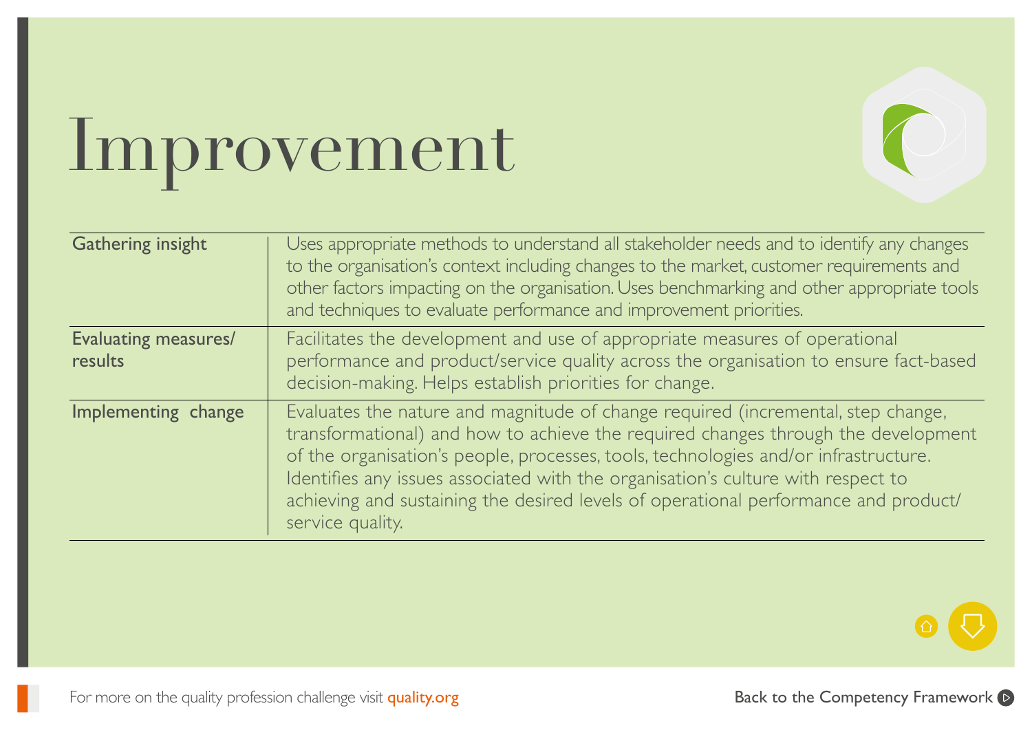# Improvement

| | |
|---|---|
| Gathering insight | Uses appropriate methods to understand all stakeholder needs and to identify any changes to the organisation's context including changes to the market, customer requirements and other factors impacting on the organisation. Uses benchmarking and other appropriate tools and techniques to evaluate performance and improvement priorities. |
| Evaluating measures/ results | Facilitates the development and use of appropriate measures of operational performance and product/service quality across the organisation to ensure fact-based decision-making. Helps establish priorities for change. |
| Implementing change | Evaluates the nature and magnitude of change required (incremental, step change, transformational) and how to achieve the required changes through the development of the organisation's people, processes, tools, technologies and/or infrastructure. Identifies any issues associated with the organisation's culture with respect to achieving and sustaining the desired levels of operational performance and product/service quality. |

For more on the quality profession challenge visit quality.org

Back to the Competency Framework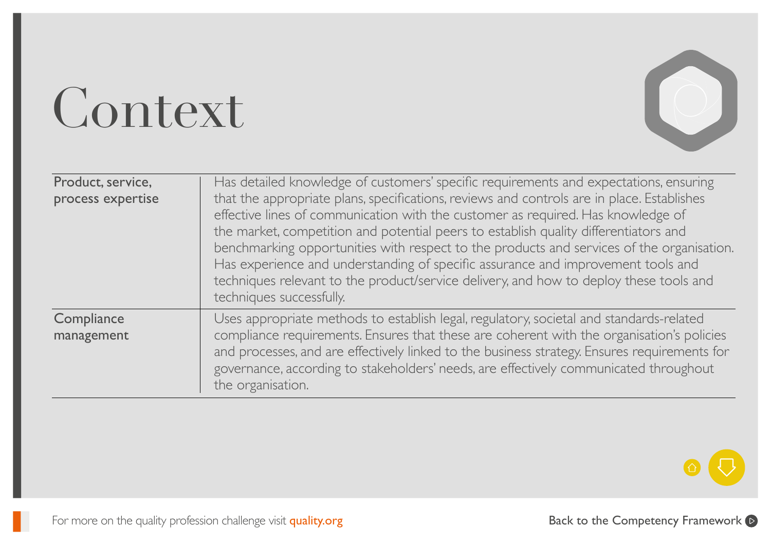# Context

| | |
|---|---|
| Product, service, process expertise | Has detailed knowledge of customers' specific requirements and expectations, ensuring that the appropriate plans, specifications, reviews and controls are in place. Establishes effective lines of communication with the customer as required. Has knowledge of the market, competition and potential peers to establish quality differentiators and benchmarking opportunities with respect to the products and services of the organisation. Has experience and understanding of specific assurance and improvement tools and techniques relevant to the product/service delivery, and how to deploy these tools and techniques successfully. |
| Compliance management | Uses appropriate methods to establish legal, regulatory, societal and standards-related compliance requirements. Ensures that these are coherent with the organisation's policies and processes, and are effectively linked to the business strategy. Ensures requirements for governance, according to stakeholders' needs, are effectively communicated throughout the organisation. |

For more on the quality profession challenge visit quality.org

Back to the Competency Framework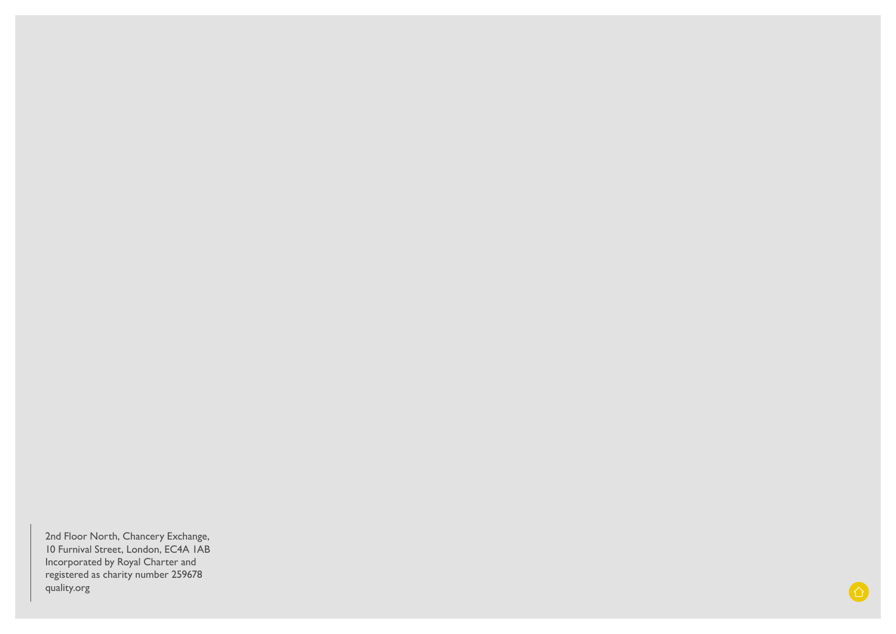2nd Floor North, Chancery Exchange,
10 Furnival Street, London, EC4A 1AB
Incorporated by Royal Charter and
registered as charity number 259678
quality.org